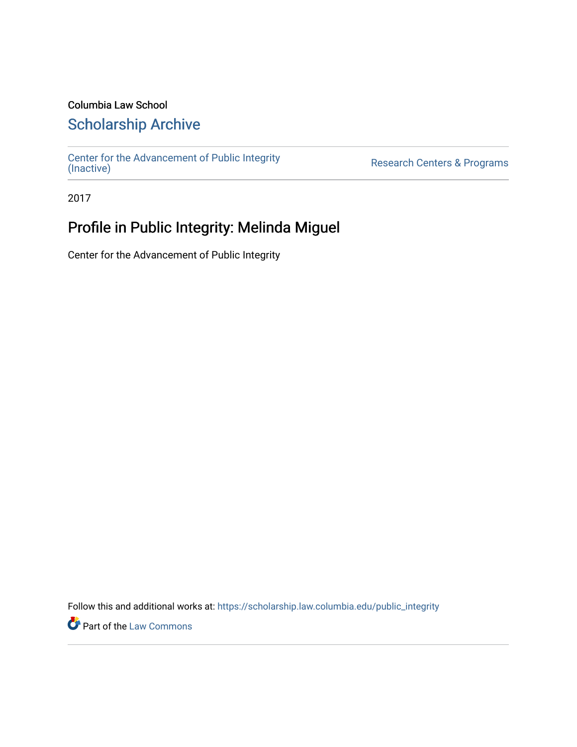Columbia Law School

## Scholarship Archive

Center for the Advancement of Public Integrity (Inactive)

Research Centers & Programs

2017

# Profile in Public Integrity: Melinda Miguel

Center for the Advancement of Public Integrity

Follow this and additional works at: https://scholarship.law.columbia.edu/public_integrity

Part of the Law Commons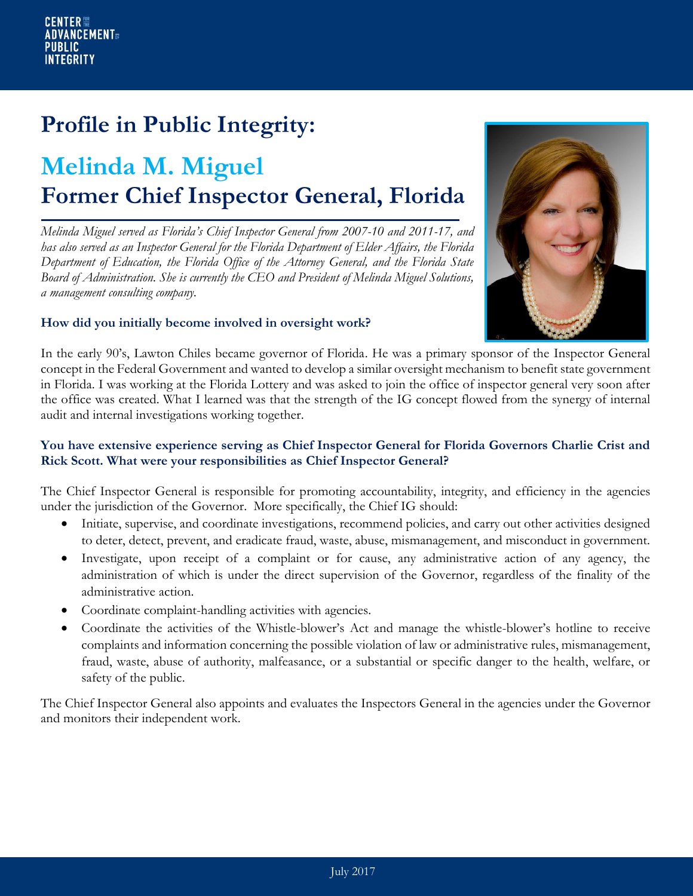# Profile in Public Integrity:

## Melinda M. Miguel
## Former Chief Inspector General, Florida

*Melinda Miguel served as Florida's Chief Inspector General from 2007-10 and 2011-17, and has also served as an Inspector General for the Florida Department of Elder Affairs, the Florida Department of Education, the Florida Office of the Attorney General, and the Florida State Board of Administration. She is currently the CEO and President of Melinda Miguel Solutions, a management consulting company.*

**How did you initially become involved in oversight work?**

In the early 90's, Lawton Chiles became governor of Florida. He was a primary sponsor of the Inspector General concept in the Federal Government and wanted to develop a similar oversight mechanism to benefit state government in Florida. I was working at the Florida Lottery and was asked to join the office of inspector general very soon after the office was created. What I learned was that the strength of the IG concept flowed from the synergy of internal audit and internal investigations working together.

**You have extensive experience serving as Chief Inspector General for Florida Governors Charlie Crist and Rick Scott. What were your responsibilities as Chief Inspector General?**

The Chief Inspector General is responsible for promoting accountability, integrity, and efficiency in the agencies under the jurisdiction of the Governor. More specifically, the Chief IG should:

- Initiate, supervise, and coordinate investigations, recommend policies, and carry out other activities designed to deter, detect, prevent, and eradicate fraud, waste, abuse, mismanagement, and misconduct in government.
- Investigate, upon receipt of a complaint or for cause, any administrative action of any agency, the administration of which is under the direct supervision of the Governor, regardless of the finality of the administrative action.
- Coordinate complaint-handling activities with agencies.
- Coordinate the activities of the Whistle-blower's Act and manage the whistle-blower's hotline to receive complaints and information concerning the possible violation of law or administrative rules, mismanagement, fraud, waste, abuse of authority, malfeasance, or a substantial or specific danger to the health, welfare, or safety of the public.

The Chief Inspector General also appoints and evaluates the Inspectors General in the agencies under the Governor and monitors their independent work.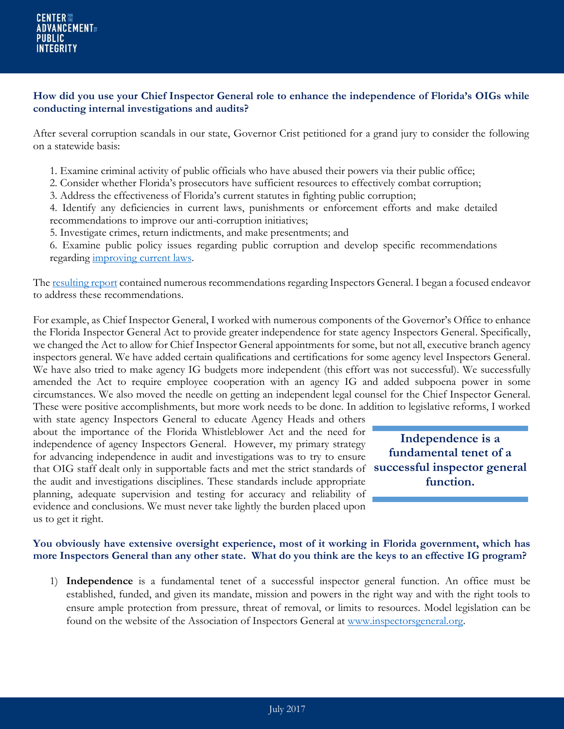**How did you use your Chief Inspector General role to enhance the independence of Florida's OIGs while conducting internal investigations and audits?**

After several corruption scandals in our state, Governor Crist petitioned for a grand jury to consider the following on a statewide basis:

1. Examine criminal activity of public officials who have abused their powers via their public office;
2. Consider whether Florida's prosecutors have sufficient resources to effectively combat corruption;
3. Address the effectiveness of Florida's current statutes in fighting public corruption;
4. Identify any deficiencies in current laws, punishments or enforcement efforts and make detailed recommendations to improve our anti-corruption initiatives;
5. Investigate crimes, return indictments, and make presentments; and
6. Examine public policy issues regarding public corruption and develop specific recommendations regarding improving current laws.

The resulting report contained numerous recommendations regarding Inspectors General. I began a focused endeavor to address these recommendations.

For example, as Chief Inspector General, I worked with numerous components of the Governor's Office to enhance the Florida Inspector General Act to provide greater independence for state agency Inspectors General. Specifically, we changed the Act to allow for Chief Inspector General appointments for some, but not all, executive branch agency inspectors general. We have added certain qualifications and certifications for some agency level Inspectors General. We have also tried to make agency IG budgets more independent (this effort was not successful). We successfully amended the Act to require employee cooperation with an agency IG and added subpoena power in some circumstances. We also moved the needle on getting an independent legal counsel for the Chief Inspector General. These were positive accomplishments, but more work needs to be done. In addition to legislative reforms, I worked with state agency Inspectors General to educate Agency Heads and others about the importance of the Florida Whistleblower Act and the need for independence of agency Inspectors General. However, my primary strategy for advancing independence in audit and investigations was to try to ensure that OIG staff dealt only in supportable facts and met the strict standards of the audit and investigations disciplines. These standards include appropriate planning, adequate supervision and testing for accuracy and reliability of evidence and conclusions. We must never take lightly the burden placed upon us to get it right.

> **Independence is a fundamental tenet of a successful inspector general function.**

**You obviously have extensive oversight experience, most of it working in Florida government, which has more Inspectors General than any other state. What do you think are the keys to an effective IG program?**

1) **Independence** is a fundamental tenet of a successful inspector general function. An office must be established, funded, and given its mandate, mission and powers in the right way and with the right tools to ensure ample protection from pressure, threat of removal, or limits to resources. Model legislation can be found on the website of the Association of Inspectors General at www.inspectorsgeneral.org.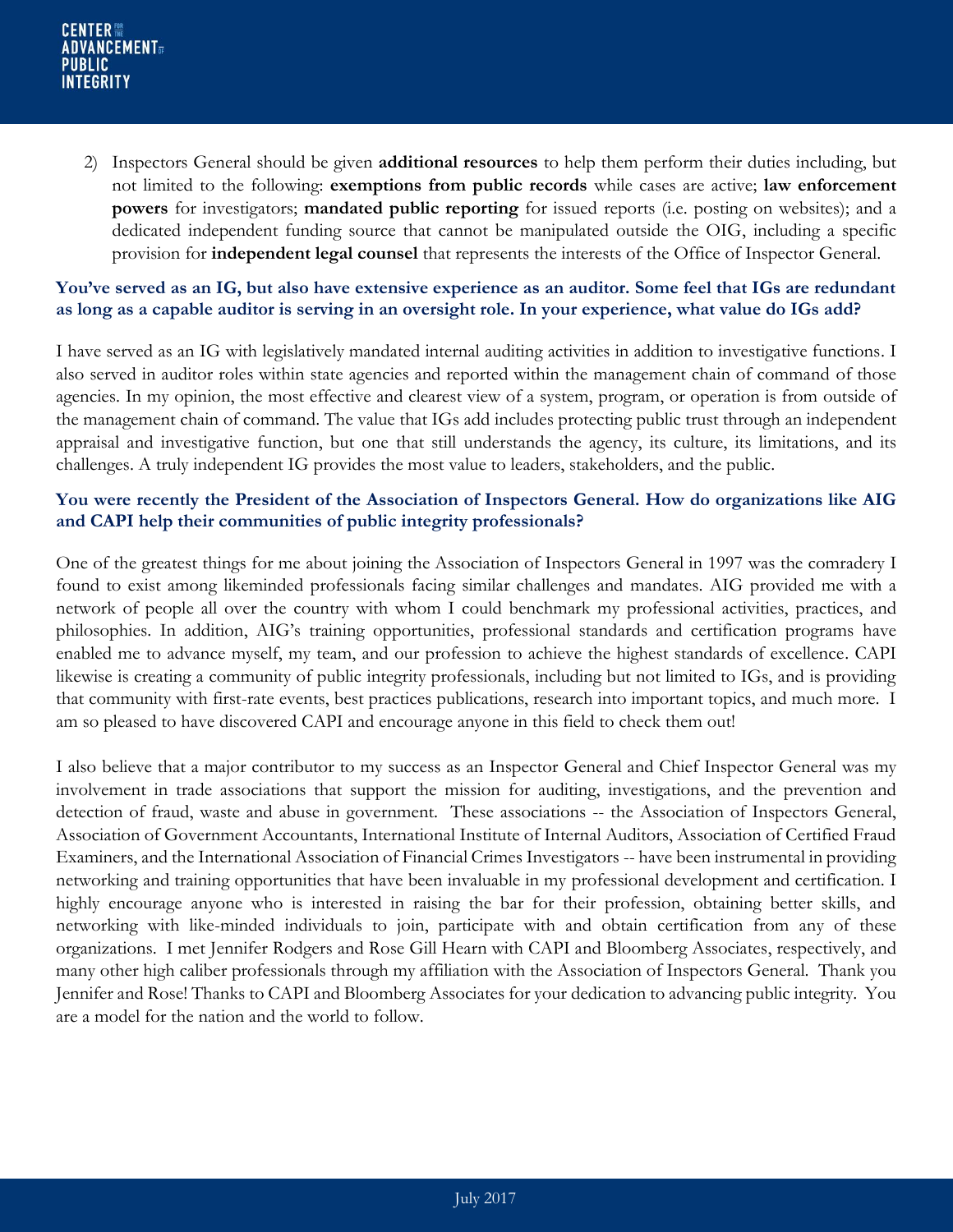2) Inspectors General should be given **additional resources** to help them perform their duties including, but not limited to the following: **exemptions from public records** while cases are active; **law enforcement powers** for investigators; **mandated public reporting** for issued reports (i.e. posting on websites); and a dedicated independent funding source that cannot be manipulated outside the OIG, including a specific provision for **independent legal counsel** that represents the interests of the Office of Inspector General.

**You've served as an IG, but also have extensive experience as an auditor. Some feel that IGs are redundant as long as a capable auditor is serving in an oversight role. In your experience, what value do IGs add?**

I have served as an IG with legislatively mandated internal auditing activities in addition to investigative functions. I also served in auditor roles within state agencies and reported within the management chain of command of those agencies. In my opinion, the most effective and clearest view of a system, program, or operation is from outside of the management chain of command. The value that IGs add includes protecting public trust through an independent appraisal and investigative function, but one that still understands the agency, its culture, its limitations, and its challenges. A truly independent IG provides the most value to leaders, stakeholders, and the public.

**You were recently the President of the Association of Inspectors General. How do organizations like AIG and CAPI help their communities of public integrity professionals?**

One of the greatest things for me about joining the Association of Inspectors General in 1997 was the comradery I found to exist among likeminded professionals facing similar challenges and mandates. AIG provided me with a network of people all over the country with whom I could benchmark my professional activities, practices, and philosophies. In addition, AIG's training opportunities, professional standards and certification programs have enabled me to advance myself, my team, and our profession to achieve the highest standards of excellence. CAPI likewise is creating a community of public integrity professionals, including but not limited to IGs, and is providing that community with first-rate events, best practices publications, research into important topics, and much more. I am so pleased to have discovered CAPI and encourage anyone in this field to check them out!

I also believe that a major contributor to my success as an Inspector General and Chief Inspector General was my involvement in trade associations that support the mission for auditing, investigations, and the prevention and detection of fraud, waste and abuse in government. These associations -- the Association of Inspectors General, Association of Government Accountants, International Institute of Internal Auditors, Association of Certified Fraud Examiners, and the International Association of Financial Crimes Investigators -- have been instrumental in providing networking and training opportunities that have been invaluable in my professional development and certification. I highly encourage anyone who is interested in raising the bar for their profession, obtaining better skills, and networking with like-minded individuals to join, participate with and obtain certification from any of these organizations. I met Jennifer Rodgers and Rose Gill Hearn with CAPI and Bloomberg Associates, respectively, and many other high caliber professionals through my affiliation with the Association of Inspectors General. Thank you Jennifer and Rose! Thanks to CAPI and Bloomberg Associates for your dedication to advancing public integrity. You are a model for the nation and the world to follow.